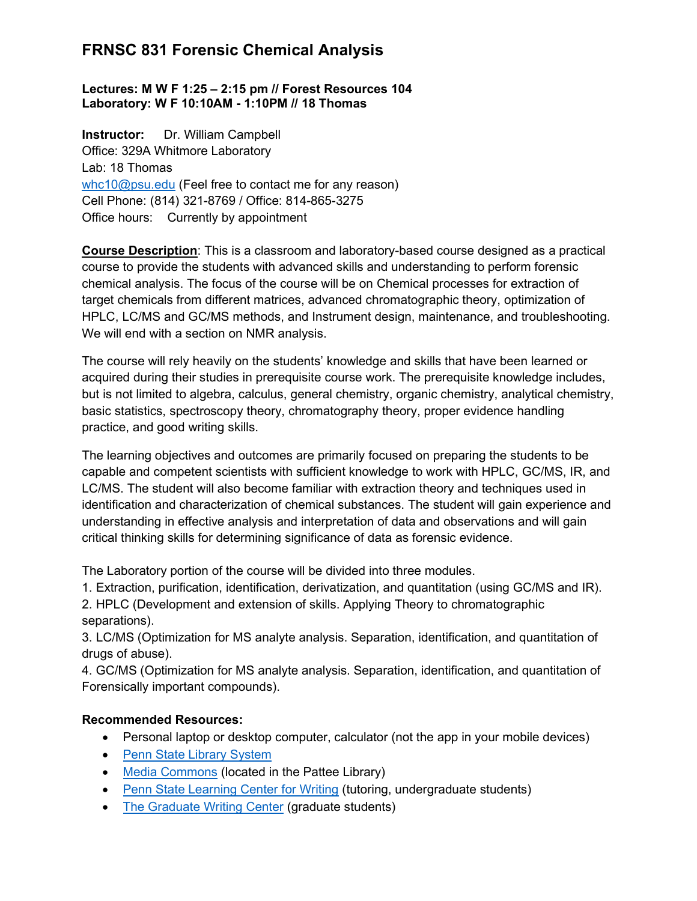# FRNSC 831 Forensic Chemical Analysis

**Lectures: M W F 1:25 – 2:15 pm // Forest Resources 104**
**Laboratory: W F 10:10AM - 1:10PM // 18 Thomas**

**Instructor:** Dr. William Campbell
Office: 329A Whitmore Laboratory
Lab: 18 Thomas
whc10@psu.edu (Feel free to contact me for any reason)
Cell Phone: (814) 321-8769 / Office: 814-865-3275
Office hours: Currently by appointment

**Course Description**: This is a classroom and laboratory-based course designed as a practical course to provide the students with advanced skills and understanding to perform forensic chemical analysis. The focus of the course will be on Chemical processes for extraction of target chemicals from different matrices, advanced chromatographic theory, optimization of HPLC, LC/MS and GC/MS methods, and Instrument design, maintenance, and troubleshooting. We will end with a section on NMR analysis.

The course will rely heavily on the students' knowledge and skills that have been learned or acquired during their studies in prerequisite course work. The prerequisite knowledge includes, but is not limited to algebra, calculus, general chemistry, organic chemistry, analytical chemistry, basic statistics, spectroscopy theory, chromatography theory, proper evidence handling practice, and good writing skills.

The learning objectives and outcomes are primarily focused on preparing the students to be capable and competent scientists with sufficient knowledge to work with HPLC, GC/MS, IR, and LC/MS. The student will also become familiar with extraction theory and techniques used in identification and characterization of chemical substances. The student will gain experience and understanding in effective analysis and interpretation of data and observations and will gain critical thinking skills for determining significance of data as forensic evidence.

The Laboratory portion of the course will be divided into three modules.
1. Extraction, purification, identification, derivatization, and quantitation (using GC/MS and IR).
2. HPLC (Development and extension of skills. Applying Theory to chromatographic separations).
3. LC/MS (Optimization for MS analyte analysis. Separation, identification, and quantitation of drugs of abuse).
4. GC/MS (Optimization for MS analyte analysis. Separation, identification, and quantitation of Forensically important compounds).

**Recommended Resources:**

- Personal laptop or desktop computer, calculator (not the app in your mobile devices)
- Penn State Library System
- Media Commons (located in the Pattee Library)
- Penn State Learning Center for Writing (tutoring, undergraduate students)
- The Graduate Writing Center (graduate students)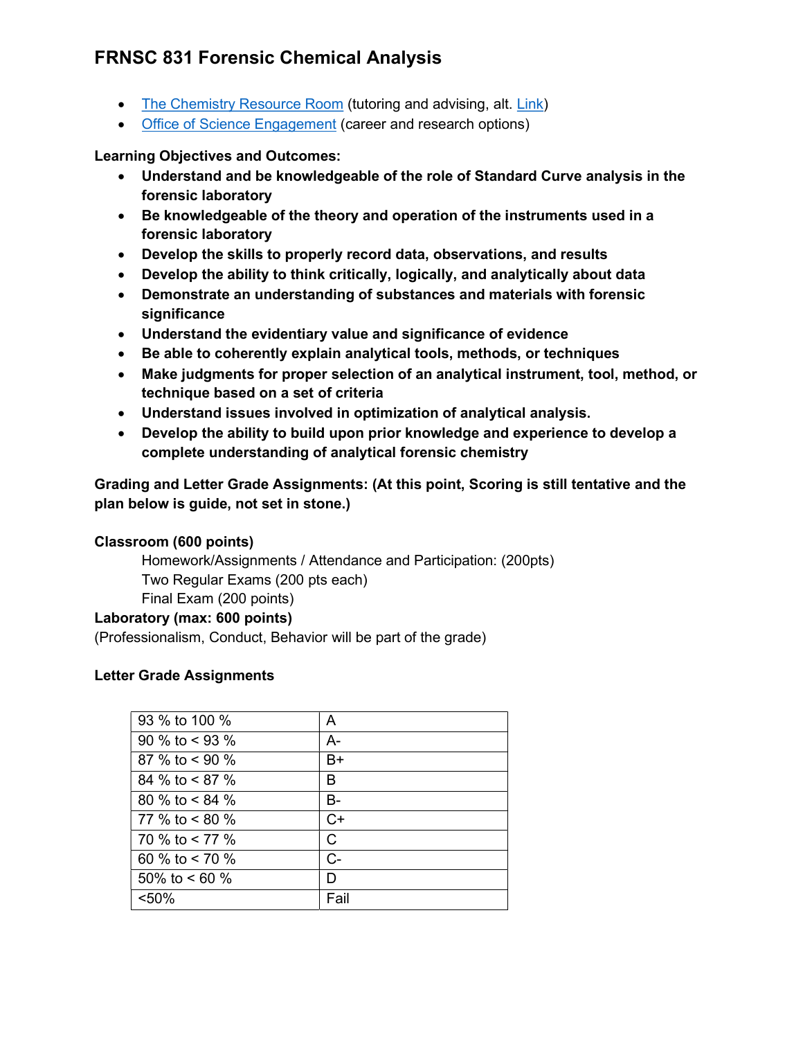# FRNSC 831 Forensic Chemical Analysis

- The Chemistry Resource Room (tutoring and advising, alt. Link)
- Office of Science Engagement (career and research options)

**Learning Objectives and Outcomes:**

- **Understand and be knowledgeable of the role of Standard Curve analysis in the forensic laboratory**
- **Be knowledgeable of the theory and operation of the instruments used in a forensic laboratory**
- **Develop the skills to properly record data, observations, and results**
- **Develop the ability to think critically, logically, and analytically about data**
- **Demonstrate an understanding of substances and materials with forensic significance**
- **Understand the evidentiary value and significance of evidence**
- **Be able to coherently explain analytical tools, methods, or techniques**
- **Make judgments for proper selection of an analytical instrument, tool, method, or technique based on a set of criteria**
- **Understand issues involved in optimization of analytical analysis.**
- **Develop the ability to build upon prior knowledge and experience to develop a complete understanding of analytical forensic chemistry**

**Grading and Letter Grade Assignments: (At this point, Scoring is still tentative and the plan below is guide, not set in stone.)**

**Classroom (600 points)**

Homework/Assignments / Attendance and Participation: (200pts)
Two Regular Exams (200 pts each)
Final Exam (200 points)

**Laboratory (max: 600 points)**

(Professionalism, Conduct, Behavior will be part of the grade)

**Letter Grade Assignments**

| | |
|---|---|
| 93 % to 100 % | A |
| 90 % to < 93 % | A- |
| 87 % to < 90 % | B+ |
| 84 % to < 87 % | B |
| 80 % to < 84 % | B- |
| 77 % to < 80 % | C+ |
| 70 % to < 77 % | C |
| 60 % to < 70 % | C- |
| 50% to < 60 % | D |
| <50% | Fail |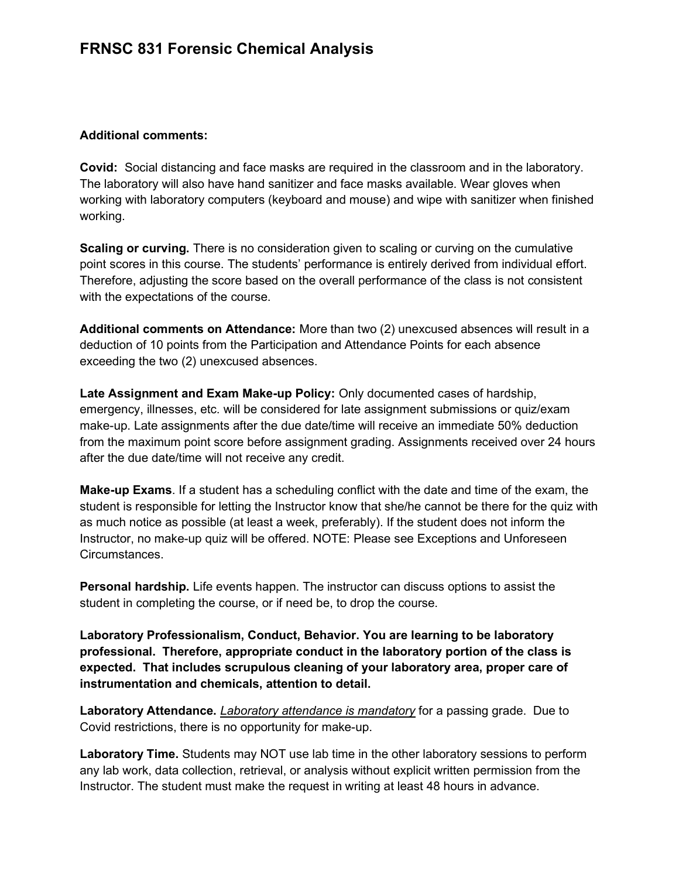# FRNSC 831 Forensic Chemical Analysis

**Additional comments:**

**Covid:** Social distancing and face masks are required in the classroom and in the laboratory. The laboratory will also have hand sanitizer and face masks available. Wear gloves when working with laboratory computers (keyboard and mouse) and wipe with sanitizer when finished working.

**Scaling or curving.** There is no consideration given to scaling or curving on the cumulative point scores in this course. The students' performance is entirely derived from individual effort. Therefore, adjusting the score based on the overall performance of the class is not consistent with the expectations of the course.

**Additional comments on Attendance:** More than two (2) unexcused absences will result in a deduction of 10 points from the Participation and Attendance Points for each absence exceeding the two (2) unexcused absences.

**Late Assignment and Exam Make-up Policy:** Only documented cases of hardship, emergency, illnesses, etc. will be considered for late assignment submissions or quiz/exam make-up. Late assignments after the due date/time will receive an immediate 50% deduction from the maximum point score before assignment grading. Assignments received over 24 hours after the due date/time will not receive any credit.

**Make-up Exams**. If a student has a scheduling conflict with the date and time of the exam, the student is responsible for letting the Instructor know that she/he cannot be there for the quiz with as much notice as possible (at least a week, preferably). If the student does not inform the Instructor, no make-up quiz will be offered. NOTE: Please see Exceptions and Unforeseen Circumstances.

**Personal hardship.** Life events happen. The instructor can discuss options to assist the student in completing the course, or if need be, to drop the course.

**Laboratory Professionalism, Conduct, Behavior. You are learning to be laboratory professional. Therefore, appropriate conduct in the laboratory portion of the class is expected. That includes scrupulous cleaning of your laboratory area, proper care of instrumentation and chemicals, attention to detail.**

**Laboratory Attendance.** *Laboratory attendance is mandatory* for a passing grade. Due to Covid restrictions, there is no opportunity for make-up.

**Laboratory Time.** Students may NOT use lab time in the other laboratory sessions to perform any lab work, data collection, retrieval, or analysis without explicit written permission from the Instructor. The student must make the request in writing at least 48 hours in advance.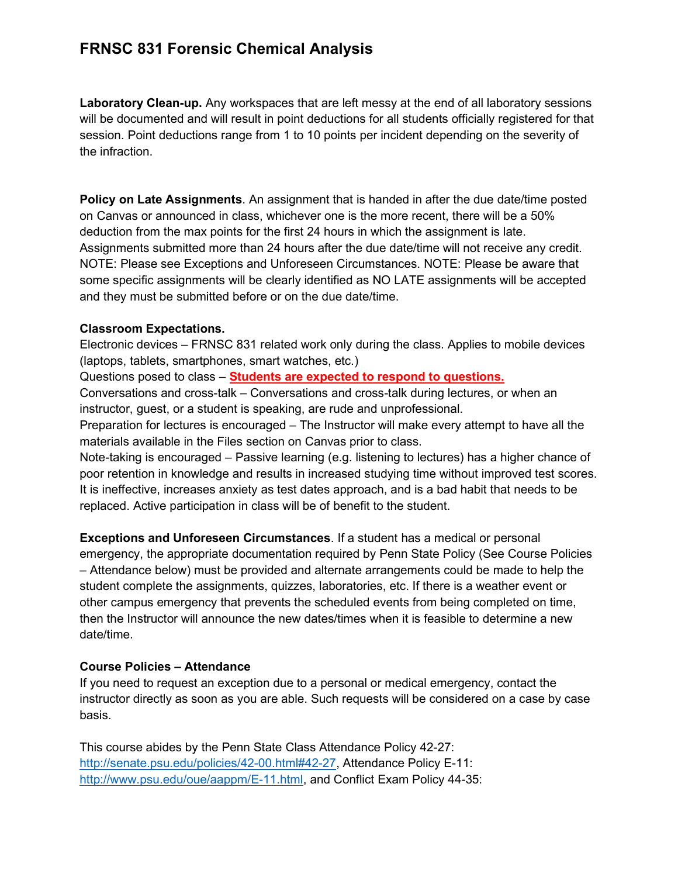**Laboratory Clean-up.** Any workspaces that are left messy at the end of all laboratory sessions will be documented and will result in point deductions for all students officially registered for that session. Point deductions range from 1 to 10 points per incident depending on the severity of the infraction.

**Policy on Late Assignments**. An assignment that is handed in after the due date/time posted on Canvas or announced in class, whichever one is the more recent, there will be a 50% deduction from the max points for the first 24 hours in which the assignment is late. Assignments submitted more than 24 hours after the due date/time will not receive any credit. NOTE: Please see Exceptions and Unforeseen Circumstances. NOTE: Please be aware that some specific assignments will be clearly identified as NO LATE assignments will be accepted and they must be submitted before or on the due date/time.

**Classroom Expectations.**

Electronic devices – FRNSC 831 related work only during the class. Applies to mobile devices (laptops, tablets, smartphones, smart watches, etc.)

Questions posed to class – **Students are expected to respond to questions.**

Conversations and cross-talk – Conversations and cross-talk during lectures, or when an instructor, guest, or a student is speaking, are rude and unprofessional.

Preparation for lectures is encouraged – The Instructor will make every attempt to have all the materials available in the Files section on Canvas prior to class.

Note-taking is encouraged – Passive learning (e.g. listening to lectures) has a higher chance of poor retention in knowledge and results in increased studying time without improved test scores. It is ineffective, increases anxiety as test dates approach, and is a bad habit that needs to be replaced. Active participation in class will be of benefit to the student.

**Exceptions and Unforeseen Circumstances**. If a student has a medical or personal emergency, the appropriate documentation required by Penn State Policy (See Course Policies – Attendance below) must be provided and alternate arrangements could be made to help the student complete the assignments, quizzes, laboratories, etc. If there is a weather event or other campus emergency that prevents the scheduled events from being completed on time, then the Instructor will announce the new dates/times when it is feasible to determine a new date/time.

**Course Policies – Attendance**

If you need to request an exception due to a personal or medical emergency, contact the instructor directly as soon as you are able. Such requests will be considered on a case by case basis.

This course abides by the Penn State Class Attendance Policy 42-27: http://senate.psu.edu/policies/42-00.html#42-27, Attendance Policy E-11: http://www.psu.edu/oue/aappm/E-11.html, and Conflict Exam Policy 44-35: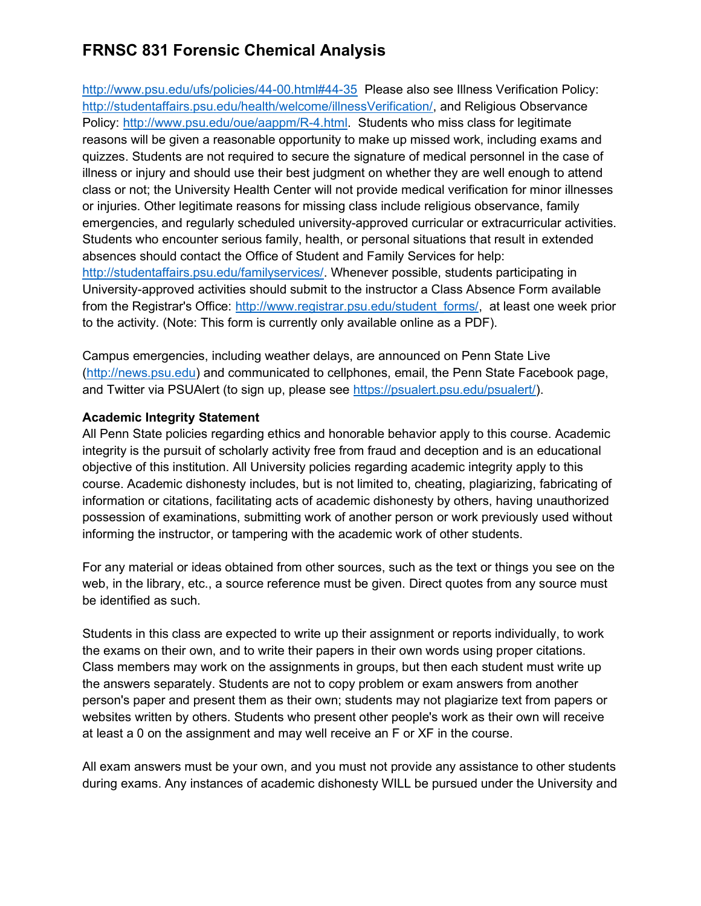http://www.psu.edu/ufs/policies/44-00.html#44-35 Please also see Illness Verification Policy: http://studentaffairs.psu.edu/health/welcome/illnessVerification/, and Religious Observance Policy: http://www.psu.edu/oue/aappm/R-4.html. Students who miss class for legitimate reasons will be given a reasonable opportunity to make up missed work, including exams and quizzes. Students are not required to secure the signature of medical personnel in the case of illness or injury and should use their best judgment on whether they are well enough to attend class or not; the University Health Center will not provide medical verification for minor illnesses or injuries. Other legitimate reasons for missing class include religious observance, family emergencies, and regularly scheduled university-approved curricular or extracurricular activities. Students who encounter serious family, health, or personal situations that result in extended absences should contact the Office of Student and Family Services for help: http://studentaffairs.psu.edu/familyservices/. Whenever possible, students participating in University-approved activities should submit to the instructor a Class Absence Form available from the Registrar's Office: http://www.registrar.psu.edu/student_forms/, at least one week prior to the activity. (Note: This form is currently only available online as a PDF).

Campus emergencies, including weather delays, are announced on Penn State Live (http://news.psu.edu) and communicated to cellphones, email, the Penn State Facebook page, and Twitter via PSUAlert (to sign up, please see https://psualert.psu.edu/psualert/).

**Academic Integrity Statement**
All Penn State policies regarding ethics and honorable behavior apply to this course. Academic integrity is the pursuit of scholarly activity free from fraud and deception and is an educational objective of this institution. All University policies regarding academic integrity apply to this course. Academic dishonesty includes, but is not limited to, cheating, plagiarizing, fabricating of information or citations, facilitating acts of academic dishonesty by others, having unauthorized possession of examinations, submitting work of another person or work previously used without informing the instructor, or tampering with the academic work of other students.

For any material or ideas obtained from other sources, such as the text or things you see on the web, in the library, etc., a source reference must be given. Direct quotes from any source must be identified as such.

Students in this class are expected to write up their assignment or reports individually, to work the exams on their own, and to write their papers in their own words using proper citations. Class members may work on the assignments in groups, but then each student must write up the answers separately. Students are not to copy problem or exam answers from another person's paper and present them as their own; students may not plagiarize text from papers or websites written by others. Students who present other people's work as their own will receive at least a 0 on the assignment and may well receive an F or XF in the course.

All exam answers must be your own, and you must not provide any assistance to other students during exams. Any instances of academic dishonesty WILL be pursued under the University and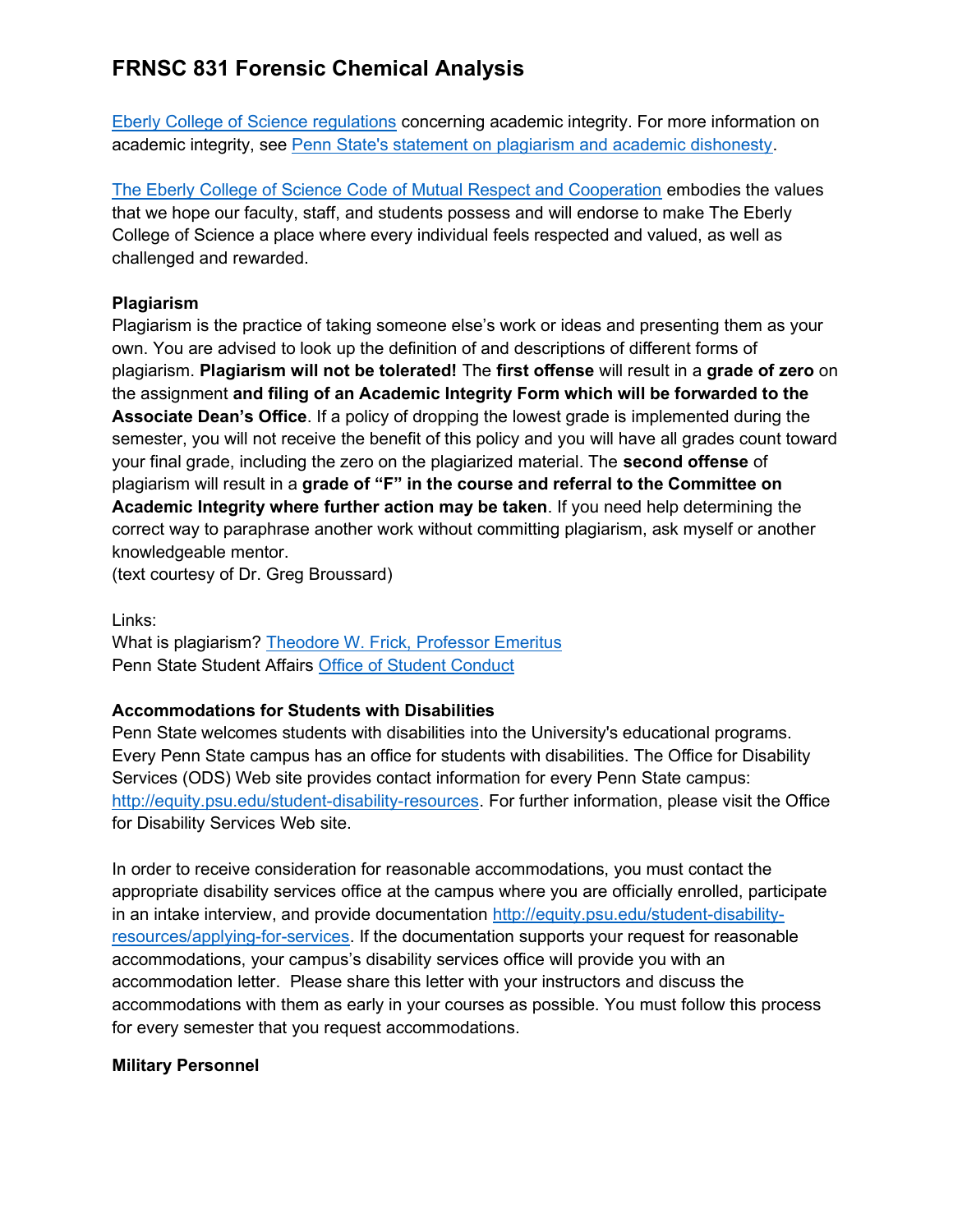# FRNSC 831 Forensic Chemical Analysis

[Eberly College of Science regulations](#) concerning academic integrity. For more information on academic integrity, see [Penn State's statement on plagiarism and academic dishonesty](#).

[The Eberly College of Science Code of Mutual Respect and Cooperation](#) embodies the values that we hope our faculty, staff, and students possess and will endorse to make The Eberly College of Science a place where every individual feels respected and valued, as well as challenged and rewarded.

**Plagiarism**

Plagiarism is the practice of taking someone else's work or ideas and presenting them as your own. You are advised to look up the definition of and descriptions of different forms of plagiarism. **Plagiarism will not be tolerated!** The **first offense** will result in a **grade of zero** on the assignment **and filing of an Academic Integrity Form which will be forwarded to the Associate Dean's Office**. If a policy of dropping the lowest grade is implemented during the semester, you will not receive the benefit of this policy and you will have all grades count toward your final grade, including the zero on the plagiarized material. The **second offense** of plagiarism will result in a **grade of "F" in the course and referral to the Committee on Academic Integrity where further action may be taken**. If you need help determining the correct way to paraphrase another work without committing plagiarism, ask myself or another knowledgeable mentor.

(text courtesy of Dr. Greg Broussard)

Links:

What is plagiarism? [Theodore W. Frick, Professor Emeritus](#)

Penn State Student Affairs [Office of Student Conduct](#)

**Accommodations for Students with Disabilities**

Penn State welcomes students with disabilities into the University's educational programs. Every Penn State campus has an office for students with disabilities. The Office for Disability Services (ODS) Web site provides contact information for every Penn State campus: http://equity.psu.edu/student-disability-resources. For further information, please visit the Office for Disability Services Web site.

In order to receive consideration for reasonable accommodations, you must contact the appropriate disability services office at the campus where you are officially enrolled, participate in an intake interview, and provide documentation http://equity.psu.edu/student-disability-resources/applying-for-services. If the documentation supports your request for reasonable accommodations, your campus's disability services office will provide you with an accommodation letter. Please share this letter with your instructors and discuss the accommodations with them as early in your courses as possible. You must follow this process for every semester that you request accommodations.

**Military Personnel**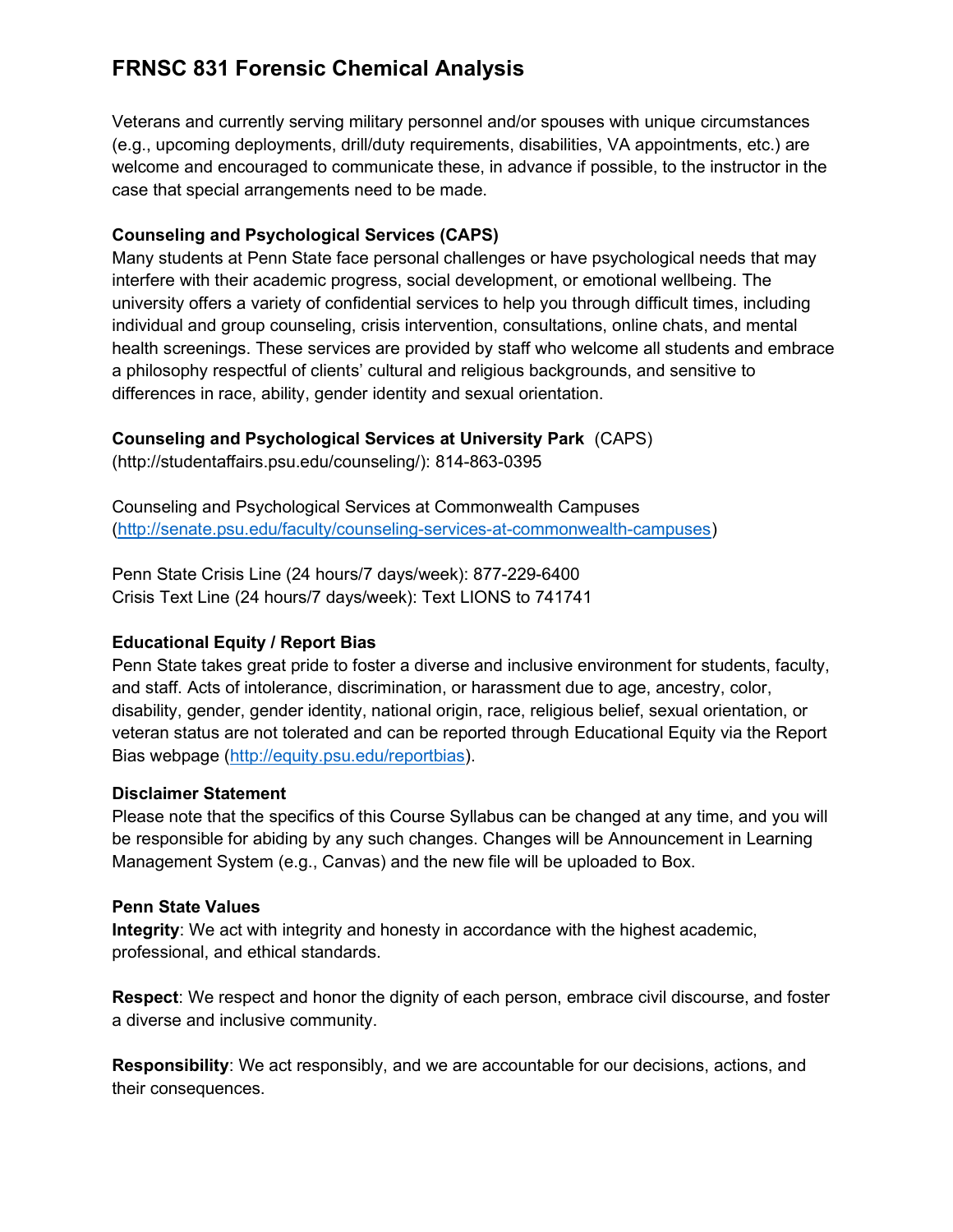# FRNSC 831 Forensic Chemical Analysis

Veterans and currently serving military personnel and/or spouses with unique circumstances (e.g., upcoming deployments, drill/duty requirements, disabilities, VA appointments, etc.) are welcome and encouraged to communicate these, in advance if possible, to the instructor in the case that special arrangements need to be made.

**Counseling and Psychological Services (CAPS)**

Many students at Penn State face personal challenges or have psychological needs that may interfere with their academic progress, social development, or emotional wellbeing. The university offers a variety of confidential services to help you through difficult times, including individual and group counseling, crisis intervention, consultations, online chats, and mental health screenings. These services are provided by staff who welcome all students and embrace a philosophy respectful of clients' cultural and religious backgrounds, and sensitive to differences in race, ability, gender identity and sexual orientation.

**Counseling and Psychological Services at University Park** (CAPS) (http://studentaffairs.psu.edu/counseling/): 814-863-0395

Counseling and Psychological Services at Commonwealth Campuses (http://senate.psu.edu/faculty/counseling-services-at-commonwealth-campuses)

Penn State Crisis Line (24 hours/7 days/week): 877-229-6400
Crisis Text Line (24 hours/7 days/week): Text LIONS to 741741

**Educational Equity / Report Bias**

Penn State takes great pride to foster a diverse and inclusive environment for students, faculty, and staff. Acts of intolerance, discrimination, or harassment due to age, ancestry, color, disability, gender, gender identity, national origin, race, religious belief, sexual orientation, or veteran status are not tolerated and can be reported through Educational Equity via the Report Bias webpage (http://equity.psu.edu/reportbias).

**Disclaimer Statement**

Please note that the specifics of this Course Syllabus can be changed at any time, and you will be responsible for abiding by any such changes. Changes will be Announcement in Learning Management System (e.g., Canvas) and the new file will be uploaded to Box.

**Penn State Values**

**Integrity**: We act with integrity and honesty in accordance with the highest academic, professional, and ethical standards.

**Respect**: We respect and honor the dignity of each person, embrace civil discourse, and foster a diverse and inclusive community.

**Responsibility**: We act responsibly, and we are accountable for our decisions, actions, and their consequences.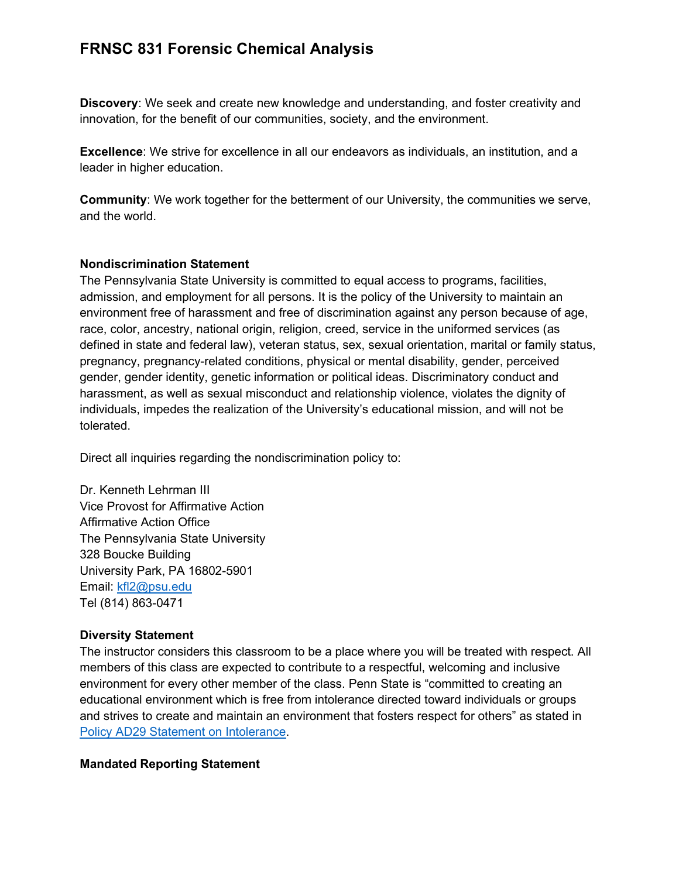**Discovery**: We seek and create new knowledge and understanding, and foster creativity and innovation, for the benefit of our communities, society, and the environment.

**Excellence**: We strive for excellence in all our endeavors as individuals, an institution, and a leader in higher education.

**Community**: We work together for the betterment of our University, the communities we serve, and the world.

**Nondiscrimination Statement**

The Pennsylvania State University is committed to equal access to programs, facilities, admission, and employment for all persons. It is the policy of the University to maintain an environment free of harassment and free of discrimination against any person because of age, race, color, ancestry, national origin, religion, creed, service in the uniformed services (as defined in state and federal law), veteran status, sex, sexual orientation, marital or family status, pregnancy, pregnancy-related conditions, physical or mental disability, gender, perceived gender, gender identity, genetic information or political ideas. Discriminatory conduct and harassment, as well as sexual misconduct and relationship violence, violates the dignity of individuals, impedes the realization of the University's educational mission, and will not be tolerated.

Direct all inquiries regarding the nondiscrimination policy to:

Dr. Kenneth Lehrman III
Vice Provost for Affirmative Action
Affirmative Action Office
The Pennsylvania State University
328 Boucke Building
University Park, PA 16802-5901
Email: [kfl2@psu.edu](mailto:kfl2@psu.edu)
Tel (814) 863-0471

**Diversity Statement**

The instructor considers this classroom to be a place where you will be treated with respect. All members of this class are expected to contribute to a respectful, welcoming and inclusive environment for every other member of the class. Penn State is "committed to creating an educational environment which is free from intolerance directed toward individuals or groups and strives to create and maintain an environment that fosters respect for others" as stated in Policy AD29 Statement on Intolerance.

**Mandated Reporting Statement**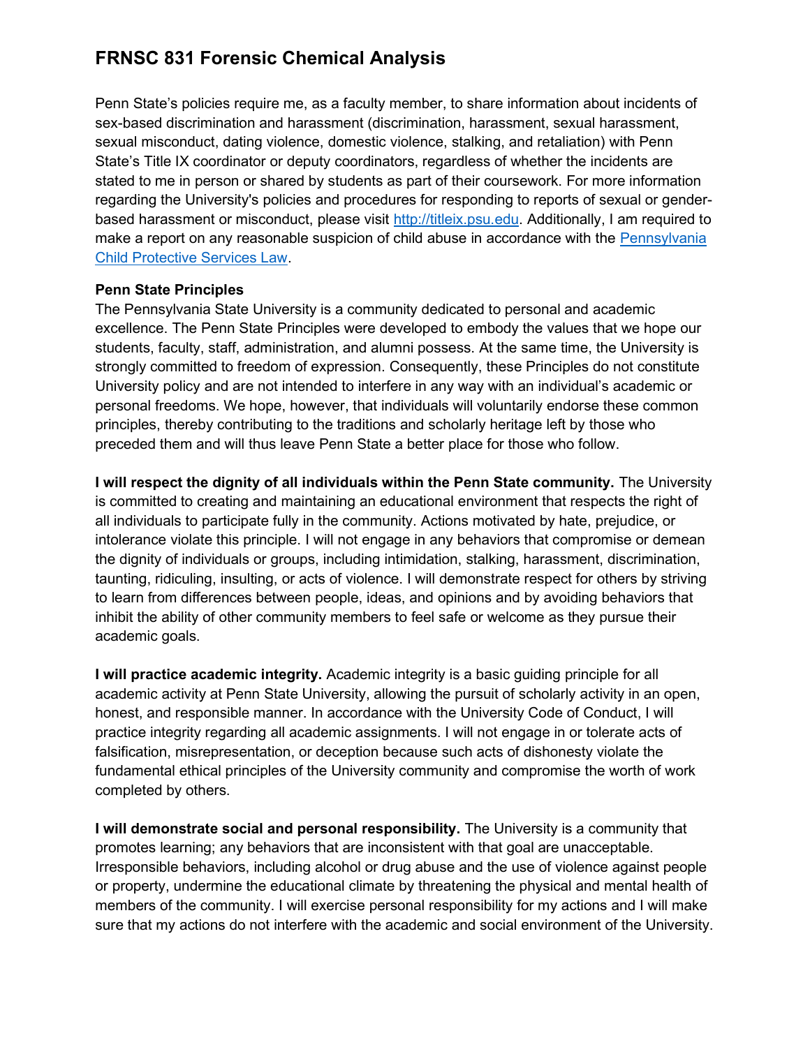# FRNSC 831 Forensic Chemical Analysis

Penn State's policies require me, as a faculty member, to share information about incidents of sex-based discrimination and harassment (discrimination, harassment, sexual harassment, sexual misconduct, dating violence, domestic violence, stalking, and retaliation) with Penn State's Title IX coordinator or deputy coordinators, regardless of whether the incidents are stated to me in person or shared by students as part of their coursework. For more information regarding the University's policies and procedures for responding to reports of sexual or gender-based harassment or misconduct, please visit [http://titleix.psu.edu](http://titleix.psu.edu). Additionally, I am required to make a report on any reasonable suspicion of child abuse in accordance with the Pennsylvania Child Protective Services Law.

**Penn State Principles**
The Pennsylvania State University is a community dedicated to personal and academic excellence. The Penn State Principles were developed to embody the values that we hope our students, faculty, staff, administration, and alumni possess. At the same time, the University is strongly committed to freedom of expression. Consequently, these Principles do not constitute University policy and are not intended to interfere in any way with an individual's academic or personal freedoms. We hope, however, that individuals will voluntarily endorse these common principles, thereby contributing to the traditions and scholarly heritage left by those who preceded them and will thus leave Penn State a better place for those who follow.

**I will respect the dignity of all individuals within the Penn State community.** The University is committed to creating and maintaining an educational environment that respects the right of all individuals to participate fully in the community. Actions motivated by hate, prejudice, or intolerance violate this principle. I will not engage in any behaviors that compromise or demean the dignity of individuals or groups, including intimidation, stalking, harassment, discrimination, taunting, ridiculing, insulting, or acts of violence. I will demonstrate respect for others by striving to learn from differences between people, ideas, and opinions and by avoiding behaviors that inhibit the ability of other community members to feel safe or welcome as they pursue their academic goals.

**I will practice academic integrity.** Academic integrity is a basic guiding principle for all academic activity at Penn State University, allowing the pursuit of scholarly activity in an open, honest, and responsible manner. In accordance with the University Code of Conduct, I will practice integrity regarding all academic assignments. I will not engage in or tolerate acts of falsification, misrepresentation, or deception because such acts of dishonesty violate the fundamental ethical principles of the University community and compromise the worth of work completed by others.

**I will demonstrate social and personal responsibility.** The University is a community that promotes learning; any behaviors that are inconsistent with that goal are unacceptable. Irresponsible behaviors, including alcohol or drug abuse and the use of violence against people or property, undermine the educational climate by threatening the physical and mental health of members of the community. I will exercise personal responsibility for my actions and I will make sure that my actions do not interfere with the academic and social environment of the University.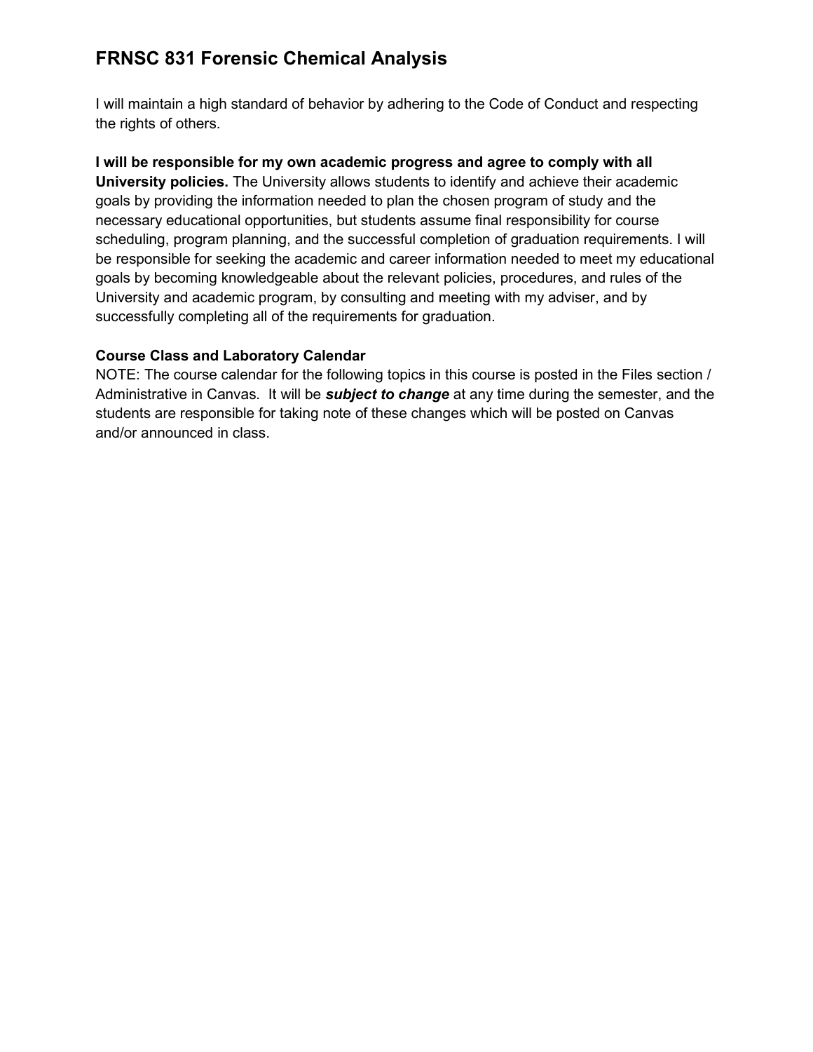## FRNSC 831 Forensic Chemical Analysis

I will maintain a high standard of behavior by adhering to the Code of Conduct and respecting the rights of others.

**I will be responsible for my own academic progress and agree to comply with all University policies.** The University allows students to identify and achieve their academic goals by providing the information needed to plan the chosen program of study and the necessary educational opportunities, but students assume final responsibility for course scheduling, program planning, and the successful completion of graduation requirements. I will be responsible for seeking the academic and career information needed to meet my educational goals by becoming knowledgeable about the relevant policies, procedures, and rules of the University and academic program, by consulting and meeting with my adviser, and by successfully completing all of the requirements for graduation.

**Course Class and Laboratory Calendar**

NOTE: The course calendar for the following topics in this course is posted in the Files section / Administrative in Canvas. It will be ***subject to change*** at any time during the semester, and the students are responsible for taking note of these changes which will be posted on Canvas and/or announced in class.